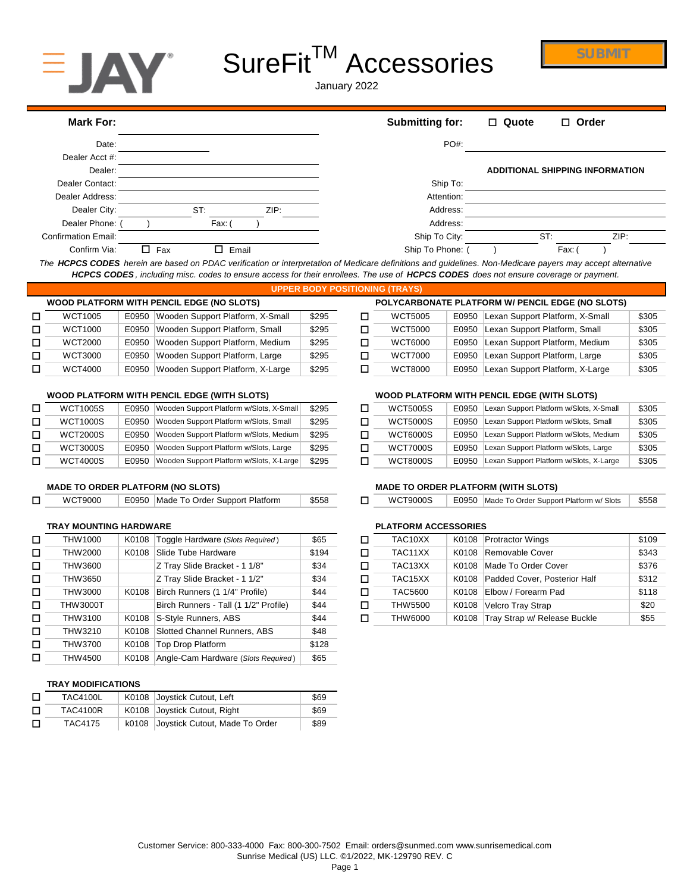# SureFit™ Accessories

January 2022

SUBMIT

**Mark For:** ______________________

Date: ______________________
Dealer Acct #: ______________________
Dealer: ______________________
Dealer Contact: ______________________
Dealer Address: ______________________
Dealer City: __________ ST: ______ ZIP: ______
Dealer Phone: ( ) Fax: ( )
Confirmation Email: ______________________
Confirm Via: ☐ Fax ☐ Email

**Submitting for:** ☐ **Quote** ☐ **Order**

PO#: ______________________

**ADDITIONAL SHIPPING INFORMATION**

Ship To: ______________________
Attention: ______________________
Address: ______________________
Address: ______________________
Ship To City: __________ ST: ______ ZIP: ______
Ship To Phone: ( ) Fax: ( )

*The **HCPCS CODES** herein are based on PDAC verification or interpretation of Medicare definitions and guidelines. Non-Medicare payers may accept alternative **HCPCS CODES**, including misc. codes to ensure access for their enrollees. The use of **HCPCS CODES** does not ensure coverage or payment.*

## UPPER BODY POSITIONING (TRAYS)

### WOOD PLATFORM WITH PENCIL EDGE (NO SLOTS)

| | Part # | HCPCS | Description | Price |
|---|---|---|---|---|
| ☐ | WCT1005 | E0950 | Wooden Support Platform, X-Small | $295 |
| ☐ | WCT1000 | E0950 | Wooden Support Platform, Small | $295 |
| ☐ | WCT2000 | E0950 | Wooden Support Platform, Medium | $295 |
| ☐ | WCT3000 | E0950 | Wooden Support Platform, Large | $295 |
| ☐ | WCT4000 | E0950 | Wooden Support Platform, X-Large | $295 |

### POLYCARBONATE PLATFORM W/ PENCIL EDGE (NO SLOTS)

| | Part # | HCPCS | Description | Price |
|---|---|---|---|---|
| ☐ | WCT5005 | E0950 | Lexan Support Platform, X-Small | $305 |
| ☐ | WCT5000 | E0950 | Lexan Support Platform, Small | $305 |
| ☐ | WCT6000 | E0950 | Lexan Support Platform, Medium | $305 |
| ☐ | WCT7000 | E0950 | Lexan Support Platform, Large | $305 |
| ☐ | WCT8000 | E0950 | Lexan Support Platform, X-Large | $305 |

### WOOD PLATFORM WITH PENCIL EDGE (WITH SLOTS)

| | Part # | HCPCS | Description | Price |
|---|---|---|---|---|
| ☐ | WCT1005S | E0950 | Wooden Support Platform w/Slots, X-Small | $295 |
| ☐ | WCT1000S | E0950 | Wooden Support Platform w/Slots, Small | $295 |
| ☐ | WCT2000S | E0950 | Wooden Support Platform w/Slots, Medium | $295 |
| ☐ | WCT3000S | E0950 | Wooden Support Platform w/Slots, Large | $295 |
| ☐ | WCT4000S | E0950 | Wooden Support Platform w/Slots, X-Large | $295 |

### WOOD PLATFORM WITH PENCIL EDGE (WITH SLOTS)

| | Part # | HCPCS | Description | Price |
|---|---|---|---|---|
| ☐ | WCT5005S | E0950 | Lexan Support Platform w/Slots, X-Small | $305 |
| ☐ | WCT5000S | E0950 | Lexan Support Platform w/Slots, Small | $305 |
| ☐ | WCT6000S | E0950 | Lexan Support Platform w/Slots, Medium | $305 |
| ☐ | WCT7000S | E0950 | Lexan Support Platform w/Slots, Large | $305 |
| ☐ | WCT8000S | E0950 | Lexan Support Platform w/Slots, X-Large | $305 |

### MADE TO ORDER PLATFORM (NO SLOTS)

| | Part # | HCPCS | Description | Price |
|---|---|---|---|---|
| ☐ | WCT9000 | E0950 | Made To Order Support Platform | $558 |

### MADE TO ORDER PLATFORM (WITH SLOTS)

| | Part # | HCPCS | Description | Price |
|---|---|---|---|---|
| ☐ | WCT9000S | E0950 | Made To Order Support Platform w/ Slots | $558 |

### TRAY MOUNTING HARDWARE

| | Part # | HCPCS | Description | Price |
|---|---|---|---|---|
| ☐ | THW1000 | K0108 | Toggle Hardware *(Slots Required)* | $65 |
| ☐ | THW2000 | K0108 | Slide Tube Hardware | $194 |
| ☐ | THW3600 | | Z Tray Slide Bracket - 1 1/8" | $34 |
| ☐ | THW3650 | | Z Tray Slide Bracket - 1 1/2" | $34 |
| ☐ | THW3000 | K0108 | Birch Runners (1 1/4" Profile) | $44 |
| ☐ | THW3000T | | Birch Runners - Tall (1 1/2" Profile) | $44 |
| ☐ | THW3100 | K0108 | S-Style Runners, ABS | $44 |
| ☐ | THW3210 | K0108 | Slotted Channel Runners, ABS | $48 |
| ☐ | THW3700 | K0108 | Top Drop Platform | $128 |
| ☐ | THW4500 | K0108 | Angle-Cam Hardware *(Slots Required)* | $65 |

### PLATFORM ACCESSORIES

| | Part # | HCPCS | Description | Price |
|---|---|---|---|---|
| ☐ | TAC10XX | K0108 | Protractor Wings | $109 |
| ☐ | TAC11XX | K0108 | Removable Cover | $343 |
| ☐ | TAC13XX | K0108 | Made To Order Cover | $376 |
| ☐ | TAC15XX | K0108 | Padded Cover, Posterior Half | $312 |
| ☐ | TAC5600 | K0108 | Elbow / Forearm Pad | $118 |
| ☐ | THW5500 | K0108 | Velcro Tray Strap | $20 |
| ☐ | THW6000 | K0108 | Tray Strap w/ Release Buckle | $55 |

### TRAY MODIFICATIONS

| | Part # | HCPCS | Description | Price |
|---|---|---|---|---|
| ☐ | TAC4100L | K0108 | Joystick Cutout, Left | $69 |
| ☐ | TAC4100R | K0108 | Joystick Cutout, Right | $69 |
| ☐ | TAC4175 | k0108 | Joystick Cutout, Made To Order | $89 |

Customer Service: 800-333-4000 Fax: 800-300-7502 Email: orders@sunmed.com www.sunrisemedical.com
Sunrise Medical (US) LLC. ©1/2022, MK-129790 REV. C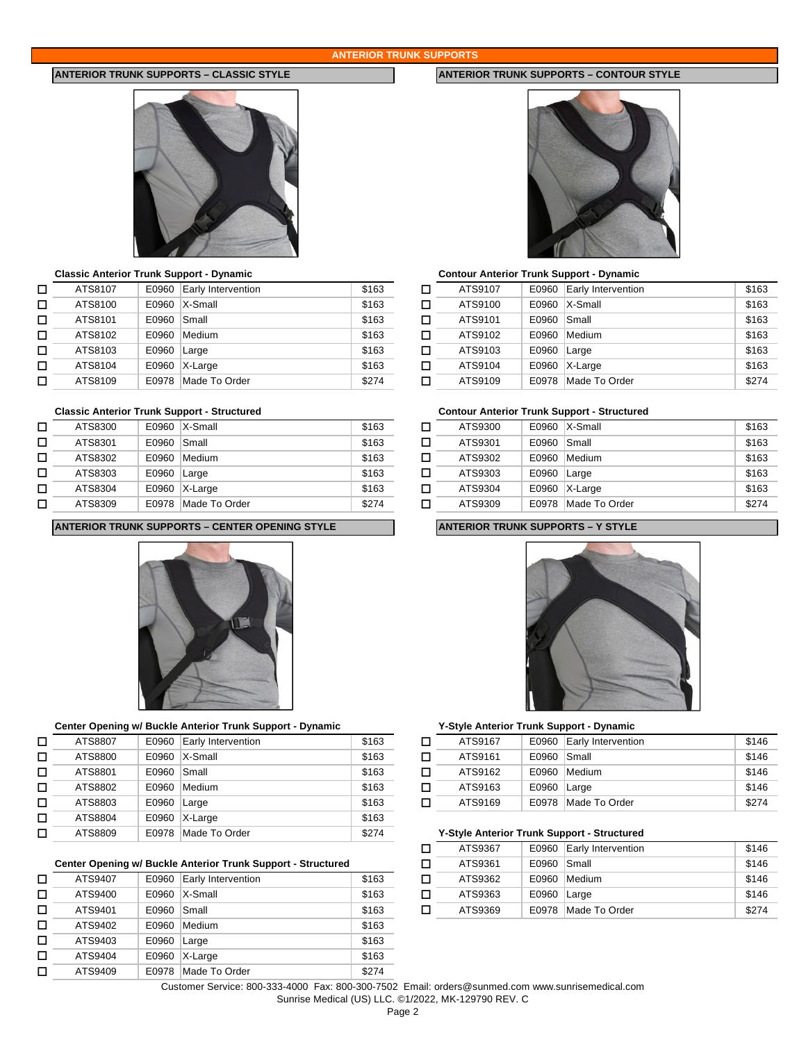# ANTERIOR TRUNK SUPPORTS

## ANTERIOR TRUNK SUPPORTS – CLASSIC STYLE

### Classic Anterior Trunk Support - Dynamic

| | Part # | Code | Size | Price |
|---|---|---|---|---|
| ☐ | ATS8107 | E0960 | Early Intervention | $163 |
| ☐ | ATS8100 | E0960 | X-Small | $163 |
| ☐ | ATS8101 | E0960 | Small | $163 |
| ☐ | ATS8102 | E0960 | Medium | $163 |
| ☐ | ATS8103 | E0960 | Large | $163 |
| ☐ | ATS8104 | E0960 | X-Large | $163 |
| ☐ | ATS8109 | E0978 | Made To Order | $274 |

### Classic Anterior Trunk Support - Structured

| | Part # | Code | Size | Price |
|---|---|---|---|---|
| ☐ | ATS8300 | E0960 | X-Small | $163 |
| ☐ | ATS8301 | E0960 | Small | $163 |
| ☐ | ATS8302 | E0960 | Medium | $163 |
| ☐ | ATS8303 | E0960 | Large | $163 |
| ☐ | ATS8304 | E0960 | X-Large | $163 |
| ☐ | ATS8309 | E0978 | Made To Order | $274 |

## ANTERIOR TRUNK SUPPORTS – CONTOUR STYLE

### Contour Anterior Trunk Support - Dynamic

| | Part # | Code | Size | Price |
|---|---|---|---|---|
| ☐ | ATS9107 | E0960 | Early Intervention | $163 |
| ☐ | ATS9100 | E0960 | X-Small | $163 |
| ☐ | ATS9101 | E0960 | Small | $163 |
| ☐ | ATS9102 | E0960 | Medium | $163 |
| ☐ | ATS9103 | E0960 | Large | $163 |
| ☐ | ATS9104 | E0960 | X-Large | $163 |
| ☐ | ATS9109 | E0978 | Made To Order | $274 |

### Contour Anterior Trunk Support - Structured

| | Part # | Code | Size | Price |
|---|---|---|---|---|
| ☐ | ATS9300 | E0960 | X-Small | $163 |
| ☐ | ATS9301 | E0960 | Small | $163 |
| ☐ | ATS9302 | E0960 | Medium | $163 |
| ☐ | ATS9303 | E0960 | Large | $163 |
| ☐ | ATS9304 | E0960 | X-Large | $163 |
| ☐ | ATS9309 | E0978 | Made To Order | $274 |

## ANTERIOR TRUNK SUPPORTS – CENTER OPENING STYLE

### Center Opening w/ Buckle Anterior Trunk Support - Dynamic

| | Part # | Code | Size | Price |
|---|---|---|---|---|
| ☐ | ATS8807 | E0960 | Early Intervention | $163 |
| ☐ | ATS8800 | E0960 | X-Small | $163 |
| ☐ | ATS8801 | E0960 | Small | $163 |
| ☐ | ATS8802 | E0960 | Medium | $163 |
| ☐ | ATS8803 | E0960 | Large | $163 |
| ☐ | ATS8804 | E0960 | X-Large | $163 |
| ☐ | ATS8809 | E0978 | Made To Order | $274 |

### Center Opening w/ Buckle Anterior Trunk Support - Structured

| | Part # | Code | Size | Price |
|---|---|---|---|---|
| ☐ | ATS9407 | E0960 | Early Intervention | $163 |
| ☐ | ATS9400 | E0960 | X-Small | $163 |
| ☐ | ATS9401 | E0960 | Small | $163 |
| ☐ | ATS9402 | E0960 | Medium | $163 |
| ☐ | ATS9403 | E0960 | Large | $163 |
| ☐ | ATS9404 | E0960 | X-Large | $163 |
| ☐ | ATS9409 | E0978 | Made To Order | $274 |

## ANTERIOR TRUNK SUPPORTS – Y STYLE

### Y-Style Anterior Trunk Support - Dynamic

| | Part # | Code | Size | Price |
|---|---|---|---|---|
| ☐ | ATS9167 | E0960 | Early Intervention | $146 |
| ☐ | ATS9161 | E0960 | Small | $146 |
| ☐ | ATS9162 | E0960 | Medium | $146 |
| ☐ | ATS9163 | E0960 | Large | $146 |
| ☐ | ATS9169 | E0978 | Made To Order | $274 |

### Y-Style Anterior Trunk Support - Structured

| | Part # | Code | Size | Price |
|---|---|---|---|---|
| ☐ | ATS9367 | E0960 | Early Intervention | $146 |
| ☐ | ATS9361 | E0960 | Small | $146 |
| ☐ | ATS9362 | E0960 | Medium | $146 |
| ☐ | ATS9363 | E0960 | Large | $146 |
| ☐ | ATS9369 | E0978 | Made To Order | $274 |

Customer Service: 800-333-4000 Fax: 800-300-7502 Email: orders@sunmed.com www.sunrisemedical.com
Sunrise Medical (US) LLC. ©1/2022, MK-129790 REV. C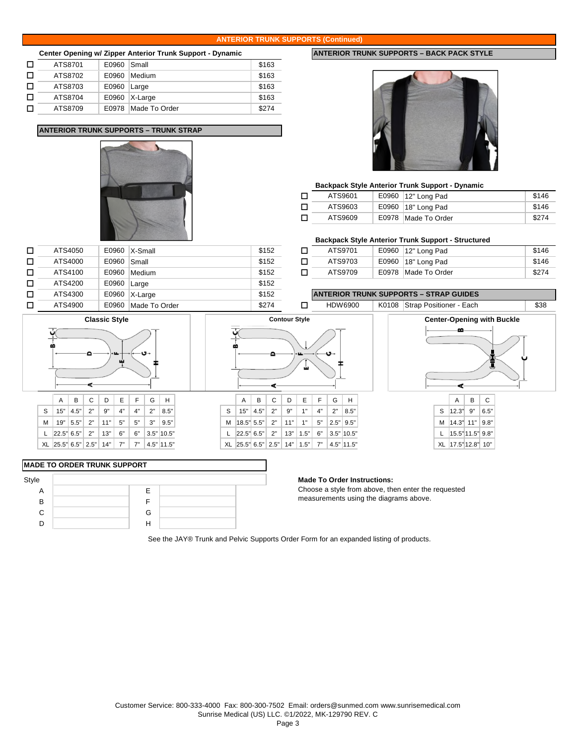## ANTERIOR TRUNK SUPPORTS (Continued)

### Center Opening w/ Zipper Anterior Trunk Support - Dynamic

| | Part No. | Code | Size | Price |
|---|---|---|---|---|
| ☐ | ATS8701 | E0960 | Small | $163 |
| ☐ | ATS8702 | E0960 | Medium | $163 |
| ☐ | ATS8703 | E0960 | Large | $163 |
| ☐ | ATS8704 | E0960 | X-Large | $163 |
| ☐ | ATS8709 | E0978 | Made To Order | $274 |

### ANTERIOR TRUNK SUPPORTS – TRUNK STRAP

| | Part No. | Code | Size | Price |
|---|---|---|---|---|
| ☐ | ATS4050 | E0960 | X-Small | $152 |
| ☐ | ATS4000 | E0960 | Small | $152 |
| ☐ | ATS4100 | E0960 | Medium | $152 |
| ☐ | ATS4200 | E0960 | Large | $152 |
| ☐ | ATS4300 | E0960 | X-Large | $152 |
| ☐ | ATS4900 | E0960 | Made To Order | $274 |

### ANTERIOR TRUNK SUPPORTS – BACK PACK STYLE

**Backpack Style Anterior Trunk Support - Dynamic**

| | Part No. | Code | Description | Price |
|---|---|---|---|---|
| ☐ | ATS9601 | E0960 | 12" Long Pad | $146 |
| ☐ | ATS9603 | E0960 | 18" Long Pad | $146 |
| ☐ | ATS9609 | E0978 | Made To Order | $274 |

**Backpack Style Anterior Trunk Support - Structured**

| | Part No. | Code | Description | Price |
|---|---|---|---|---|
| ☐ | ATS9701 | E0960 | 12" Long Pad | $146 |
| ☐ | ATS9703 | E0960 | 18" Long Pad | $146 |
| ☐ | ATS9709 | E0978 | Made To Order | $274 |

### ANTERIOR TRUNK SUPPORTS – STRAP GUIDES

| | Part No. | Code | Description | Price |
|---|---|---|---|---|
| ☐ | HDW6900 | K0108 | Strap Positioner - Each | $38 |

**Classic Style**

| | A | B | C | D | E | F | G | H |
|---|---|---|---|---|---|---|---|---|
| S | 15" | 4.5" | 2" | 9" | 4" | 4" | 2" | 8.5" |
| M | 19" | 5.5" | 2" | 11" | 5" | 5" | 3" | 9.5" |
| L | 22.5" | 6.5" | 2" | 13" | 6" | 6" | 3.5" | 10.5" |
| XL | 25.5" | 6.5" | 2.5" | 14" | 7" | 7" | 4.5" | 11.5" |

**Contour Style**

| | A | B | C | D | E | F | G | H |
|---|---|---|---|---|---|---|---|---|
| S | 15" | 4.5" | 2" | 9" | 1" | 4" | 2" | 8.5" |
| M | 18.5" | 5.5" | 2" | 11" | 1" | 5" | 2.5" | 9.5" |
| L | 22.5" | 6.5" | 2" | 13" | 1.5" | 6" | 3.5" | 10.5" |
| XL | 25.5" | 6.5" | 2.5" | 14" | 1.5" | 7" | 4.5" | 11.5" |

**Center-Opening with Buckle**

| | A | B | C |
|---|---|---|---|
| S | 12.3" | 9" | 6.5" |
| M | 14.3" | 11" | 9.8" |
| L | 15.5" | 11.5" | 9.8" |
| XL | 17.5" | 12.8" | 10" |

### MADE TO ORDER TRUNK SUPPORT

| Style | | | |
|---|---|---|---|
| A | | E | |
| B | | F | |
| C | | G | |
| D | | H | |

**Made To Order Instructions:**
Choose a style from above, then enter the requested measurements using the diagrams above.

See the JAY® Trunk and Pelvic Supports Order Form for an expanded listing of products.

Customer Service: 800-333-4000 Fax: 800-300-7502 Email: orders@sunmed.com www.sunrisemedical.com
Sunrise Medical (US) LLC. ©1/2022, MK-129790 REV. C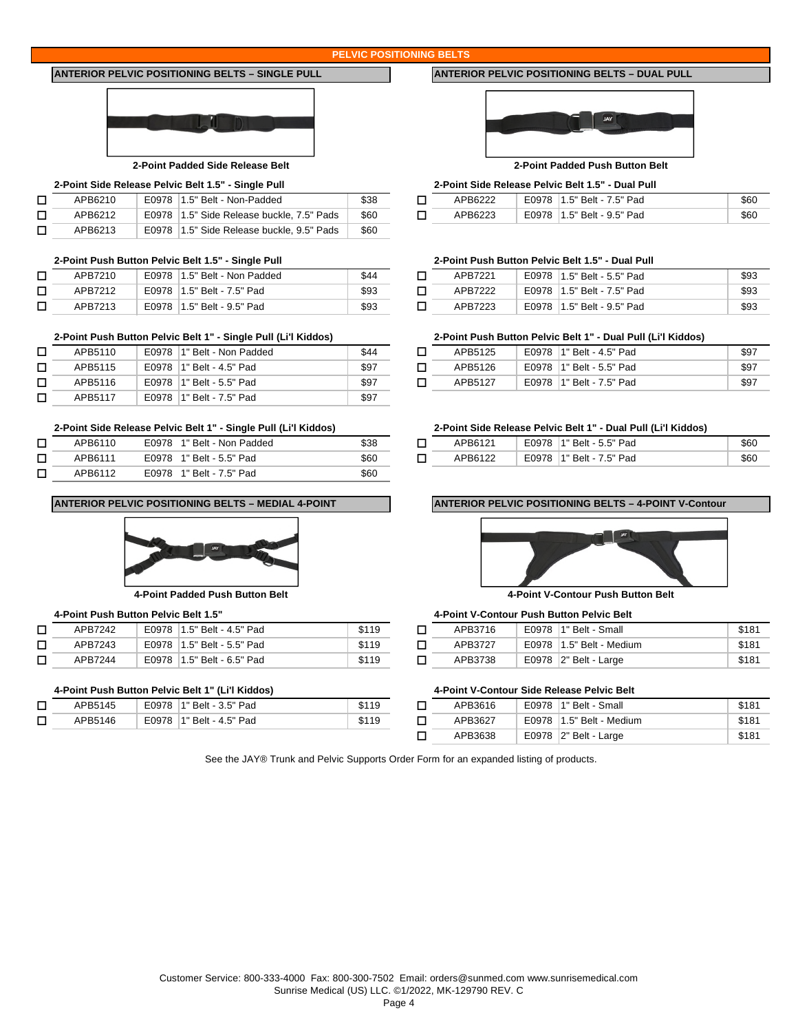# PELVIC POSITIONING BELTS

## ANTERIOR PELVIC POSITIONING BELTS – SINGLE PULL

**2-Point Padded Side Release Belt**

### 2-Point Side Release Pelvic Belt 1.5" - Single Pull

| | Part # | HCPCS | Description | Price |
|---|---|---|---|---|
| ☐ | APB6210 | E0978 | 1.5" Belt - Non-Padded | $38 |
| ☐ | APB6212 | E0978 | 1.5" Side Release buckle, 7.5" Pads | $60 |
| ☐ | APB6213 | E0978 | 1.5" Side Release buckle, 9.5" Pads | $60 |

### 2-Point Push Button Pelvic Belt 1.5" - Single Pull

| | Part # | HCPCS | Description | Price |
|---|---|---|---|---|
| ☐ | APB7210 | E0978 | 1.5" Belt - Non Padded | $44 |
| ☐ | APB7212 | E0978 | 1.5" Belt - 7.5" Pad | $93 |
| ☐ | APB7213 | E0978 | 1.5" Belt - 9.5" Pad | $93 |

### 2-Point Push Button Pelvic Belt 1" - Single Pull (Li'l Kiddos)

| | Part # | HCPCS | Description | Price |
|---|---|---|---|---|
| ☐ | APB5110 | E0978 | 1" Belt - Non Padded | $44 |
| ☐ | APB5115 | E0978 | 1" Belt - 4.5" Pad | $97 |
| ☐ | APB5116 | E0978 | 1" Belt - 5.5" Pad | $97 |
| ☐ | APB5117 | E0978 | 1" Belt - 7.5" Pad | $97 |

### 2-Point Side Release Pelvic Belt 1" - Single Pull (Li'l Kiddos)

| | Part # | HCPCS | Description | Price |
|---|---|---|---|---|
| ☐ | APB6110 | E0978 | 1" Belt - Non Padded | $38 |
| ☐ | APB6111 | E0978 | 1" Belt - 5.5" Pad | $60 |
| ☐ | APB6112 | E0978 | 1" Belt - 7.5" Pad | $60 |

## ANTERIOR PELVIC POSITIONING BELTS – DUAL PULL

**2-Point Padded Push Button Belt**

### 2-Point Side Release Pelvic Belt 1.5" - Dual Pull

| | Part # | HCPCS | Description | Price |
|---|---|---|---|---|
| ☐ | APB6222 | E0978 | 1.5" Belt - 7.5" Pad | $60 |
| ☐ | APB6223 | E0978 | 1.5" Belt - 9.5" Pad | $60 |

### 2-Point Push Button Pelvic Belt 1.5" - Dual Pull

| | Part # | HCPCS | Description | Price |
|---|---|---|---|---|
| ☐ | APB7221 | E0978 | 1.5" Belt - 5.5" Pad | $93 |
| ☐ | APB7222 | E0978 | 1.5" Belt - 7.5" Pad | $93 |
| ☐ | APB7223 | E0978 | 1.5" Belt - 9.5" Pad | $93 |

### 2-Point Push Button Pelvic Belt 1" - Dual Pull (Li'l Kiddos)

| | Part # | HCPCS | Description | Price |
|---|---|---|---|---|
| ☐ | APB5125 | E0978 | 1" Belt - 4.5" Pad | $97 |
| ☐ | APB5126 | E0978 | 1" Belt - 5.5" Pad | $97 |
| ☐ | APB5127 | E0978 | 1" Belt - 7.5" Pad | $97 |

### 2-Point Side Release Pelvic Belt 1" - Dual Pull (Li'l Kiddos)

| | Part # | HCPCS | Description | Price |
|---|---|---|---|---|
| ☐ | APB6121 | E0978 | 1" Belt - 5.5" Pad | $60 |
| ☐ | APB6122 | E0978 | 1" Belt - 7.5" Pad | $60 |

## ANTERIOR PELVIC POSITIONING BELTS – MEDIAL 4-POINT

**4-Point Padded Push Button Belt**

### 4-Point Push Button Pelvic Belt 1.5"

| | Part # | HCPCS | Description | Price |
|---|---|---|---|---|
| ☐ | APB7242 | E0978 | 1.5" Belt - 4.5" Pad | $119 |
| ☐ | APB7243 | E0978 | 1.5" Belt - 5.5" Pad | $119 |
| ☐ | APB7244 | E0978 | 1.5" Belt - 6.5" Pad | $119 |

### 4-Point Push Button Pelvic Belt 1" (Li'l Kiddos)

| | Part # | HCPCS | Description | Price |
|---|---|---|---|---|
| ☐ | APB5145 | E0978 | 1" Belt - 3.5" Pad | $119 |
| ☐ | APB5146 | E0978 | 1" Belt - 4.5" Pad | $119 |

## ANTERIOR PELVIC POSITIONING BELTS – 4-POINT V-Contour

**4-Point V-Contour Push Button Belt**

### 4-Point V-Contour Push Button Pelvic Belt

| | Part # | HCPCS | Description | Price |
|---|---|---|---|---|
| ☐ | APB3716 | E0978 | 1" Belt - Small | $181 |
| ☐ | APB3727 | E0978 | 1.5" Belt - Medium | $181 |
| ☐ | APB3738 | E0978 | 2" Belt - Large | $181 |

### 4-Point V-Contour Side Release Pelvic Belt

| | Part # | HCPCS | Description | Price |
|---|---|---|---|---|
| ☐ | APB3616 | E0978 | 1" Belt - Small | $181 |
| ☐ | APB3627 | E0978 | 1.5" Belt - Medium | $181 |
| ☐ | APB3638 | E0978 | 2" Belt - Large | $181 |

See the JAY® Trunk and Pelvic Supports Order Form for an expanded listing of products.

Customer Service: 800-333-4000 Fax: 800-300-7502 Email: orders@sunmed.com www.sunrisemedical.com
Sunrise Medical (US) LLC. ©1/2022, MK-129790 REV. C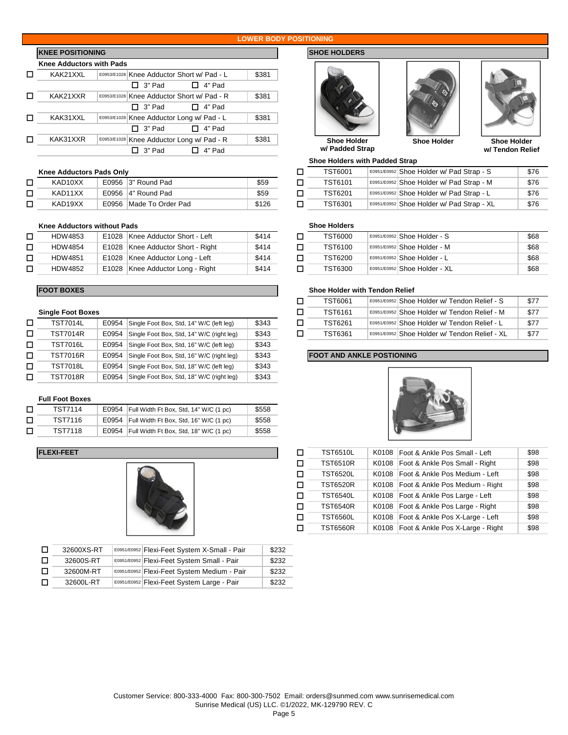# LOWER BODY POSITIONING

## KNEE POSITIONING

### Knee Adductors with Pads

| | Part # | HCPCS | Description | Price |
|---|---|---|---|---|
| ☐ | KAK21XXL | E0953/E1028 | Knee Adductor Short w/ Pad - L | $381 |
| | | | ☐ 3" Pad ☐ 4" Pad | |
| ☐ | KAK21XXR | E0953/E1028 | Knee Adductor Short w/ Pad - R | $381 |
| | | | ☐ 3" Pad ☐ 4" Pad | |
| ☐ | KAK31XXL | E0953/E1028 | Knee Adductor Long w/ Pad - L | $381 |
| | | | ☐ 3" Pad ☐ 4" Pad | |
| ☐ | KAK31XXR | E0953/E1028 | Knee Adductor Long w/ Pad - R | $381 |
| | | | ☐ 3" Pad ☐ 4" Pad | |

### Knee Adductors Pads Only

| | Part # | HCPCS | Description | Price |
|---|---|---|---|---|
| ☐ | KAD10XX | E0956 | 3" Round Pad | $59 |
| ☐ | KAD11XX | E0956 | 4" Round Pad | $59 |
| ☐ | KAD19XX | E0956 | Made To Order Pad | $126 |

### Knee Adductors without Pads

| | Part # | HCPCS | Description | Price |
|---|---|---|---|---|
| ☐ | HDW4853 | E1028 | Knee Adductor Short - Left | $414 |
| ☐ | HDW4854 | E1028 | Knee Adductor Short - Right | $414 |
| ☐ | HDW4851 | E1028 | Knee Adductor Long - Left | $414 |
| ☐ | HDW4852 | E1028 | Knee Adductor Long - Right | $414 |

## FOOT BOXES

### Single Foot Boxes

| | Part # | HCPCS | Description | Price |
|---|---|---|---|---|
| ☐ | TST7014L | E0954 | Single Foot Box, Std, 14" W/C (left leg) | $343 |
| ☐ | TST7014R | E0954 | Single Foot Box, Std, 14" W/C (right leg) | $343 |
| ☐ | TST7016L | E0954 | Single Foot Box, Std, 16" W/C (left leg) | $343 |
| ☐ | TST7016R | E0954 | Single Foot Box, Std, 16" W/C (right leg) | $343 |
| ☐ | TST7018L | E0954 | Single Foot Box, Std, 18" W/C (left leg) | $343 |
| ☐ | TST7018R | E0954 | Single Foot Box, Std, 18" W/C (right leg) | $343 |

### Full Foot Boxes

| | Part # | HCPCS | Description | Price |
|---|---|---|---|---|
| ☐ | TST7114 | E0954 | Full Width Ft Box, Std, 14" W/C (1 pc) | $558 |
| ☐ | TST7116 | E0954 | Full Width Ft Box, Std, 16" W/C (1 pc) | $558 |
| ☐ | TST7118 | E0954 | Full Width Ft Box, Std, 18" W/C (1 pc) | $558 |

## FLEXI-FEET

| | Part # | HCPCS | Description | Price |
|---|---|---|---|---|
| ☐ | 32600XS-RT | E0951/E0952 | Flexi-Feet System X-Small - Pair | $232 |
| ☐ | 32600S-RT | E0951/E0952 | Flexi-Feet System Small - Pair | $232 |
| ☐ | 32600M-RT | E0951/E0952 | Flexi-Feet System Medium - Pair | $232 |
| ☐ | 32600L-RT | E0951/E0952 | Flexi-Feet System Large - Pair | $232 |

## SHOE HOLDERS

Shoe Holder w/ Padded Strap

Shoe Holder

Shoe Holder w/ Tendon Relief

### Shoe Holders with Padded Strap

| | Part # | HCPCS | Description | Price |
|---|---|---|---|---|
| ☐ | TST6001 | E0951/E0952 | Shoe Holder w/ Pad Strap - S | $76 |
| ☐ | TST6101 | E0951/E0952 | Shoe Holder w/ Pad Strap - M | $76 |
| ☐ | TST6201 | E0951/E0952 | Shoe Holder w/ Pad Strap - L | $76 |
| ☐ | TST6301 | E0951/E0952 | Shoe Holder w/ Pad Strap - XL | $76 |

### Shoe Holders

| | Part # | HCPCS | Description | Price |
|---|---|---|---|---|
| ☐ | TST6000 | E0951/E0952 | Shoe Holder - S | $68 |
| ☐ | TST6100 | E0951/E0952 | Shoe Holder - M | $68 |
| ☐ | TST6200 | E0951/E0952 | Shoe Holder - L | $68 |
| ☐ | TST6300 | E0951/E0952 | Shoe Holder - XL | $68 |

### Shoe Holder with Tendon Relief

| | Part # | HCPCS | Description | Price |
|---|---|---|---|---|
| ☐ | TST6061 | E0951/E0952 | Shoe Holder w/ Tendon Relief - S | $77 |
| ☐ | TST6161 | E0951/E0952 | Shoe Holder w/ Tendon Relief - M | $77 |
| ☐ | TST6261 | E0951/E0952 | Shoe Holder w/ Tendon Relief - L | $77 |
| ☐ | TST6361 | E0951/E0952 | Shoe Holder w/ Tendon Relief - XL | $77 |

## FOOT AND ANKLE POSTIONING

| | Part # | HCPCS | Description | Price |
|---|---|---|---|---|
| ☐ | TST6510L | K0108 | Foot & Ankle Pos Small - Left | $98 |
| ☐ | TST6510R | K0108 | Foot & Ankle Pos Small - Right | $98 |
| ☐ | TST6520L | K0108 | Foot & Ankle Pos Medium - Left | $98 |
| ☐ | TST6520R | K0108 | Foot & Ankle Pos Medium - Right | $98 |
| ☐ | TST6540L | K0108 | Foot & Ankle Pos Large - Left | $98 |
| ☐ | TST6540R | K0108 | Foot & Ankle Pos Large - Right | $98 |
| ☐ | TST6560L | K0108 | Foot & Ankle Pos X-Large - Left | $98 |
| ☐ | TST6560R | K0108 | Foot & Ankle Pos X-Large - Right | $98 |

Customer Service: 800-333-4000 Fax: 800-300-7502 Email: orders@sunmed.com www.sunrisemedical.com
Sunrise Medical (US) LLC. ©1/2022, MK-129790 REV. C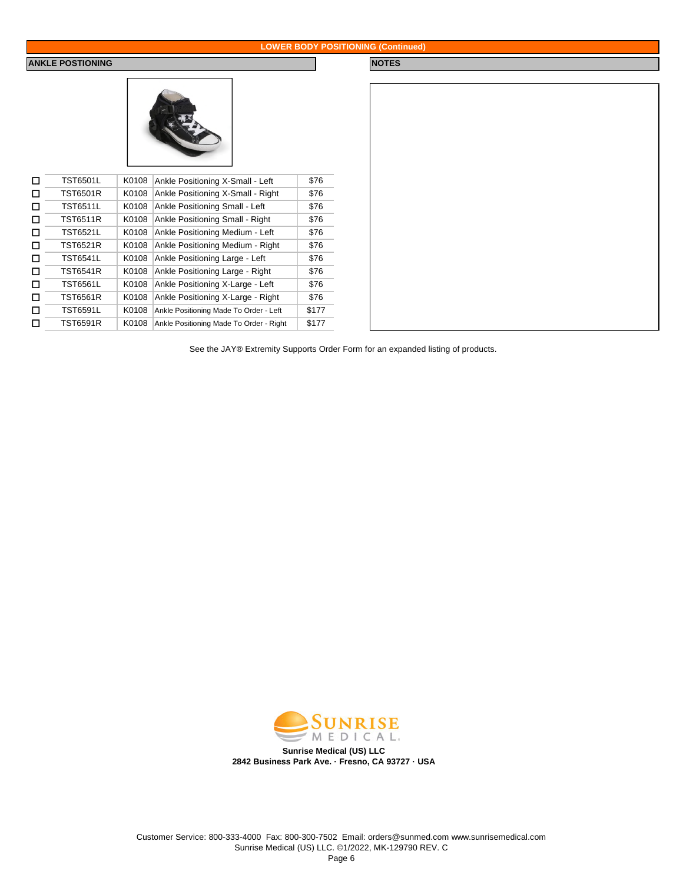## LOWER BODY POSITIONING (Continued)

### ANKLE POSTIONING

| | | | | |
|---|---|---|---|---|
| ☐ | TST6501L | K0108 | Ankle Positioning X-Small - Left | $76 |
| ☐ | TST6501R | K0108 | Ankle Positioning X-Small - Right | $76 |
| ☐ | TST6511L | K0108 | Ankle Positioning Small - Left | $76 |
| ☐ | TST6511R | K0108 | Ankle Positioning Small - Right | $76 |
| ☐ | TST6521L | K0108 | Ankle Positioning Medium - Left | $76 |
| ☐ | TST6521R | K0108 | Ankle Positioning Medium - Right | $76 |
| ☐ | TST6541L | K0108 | Ankle Positioning Large - Left | $76 |
| ☐ | TST6541R | K0108 | Ankle Positioning Large - Right | $76 |
| ☐ | TST6561L | K0108 | Ankle Positioning X-Large - Left | $76 |
| ☐ | TST6561R | K0108 | Ankle Positioning X-Large - Right | $76 |
| ☐ | TST6591L | K0108 | Ankle Positioning Made To Order - Left | $177 |
| ☐ | TST6591R | K0108 | Ankle Positioning Made To Order - Right | $177 |

### NOTES

See the JAY® Extremity Supports Order Form for an expanded listing of products.

SUNRISE MEDICAL.

**Sunrise Medical (US) LLC**
**2842 Business Park Ave. · Fresno, CA 93727 · USA**

Customer Service: 800-333-4000 Fax: 800-300-7502 Email: orders@sunmed.com www.sunrisemedical.com
Sunrise Medical (US) LLC. ©1/2022, MK-129790 REV. C